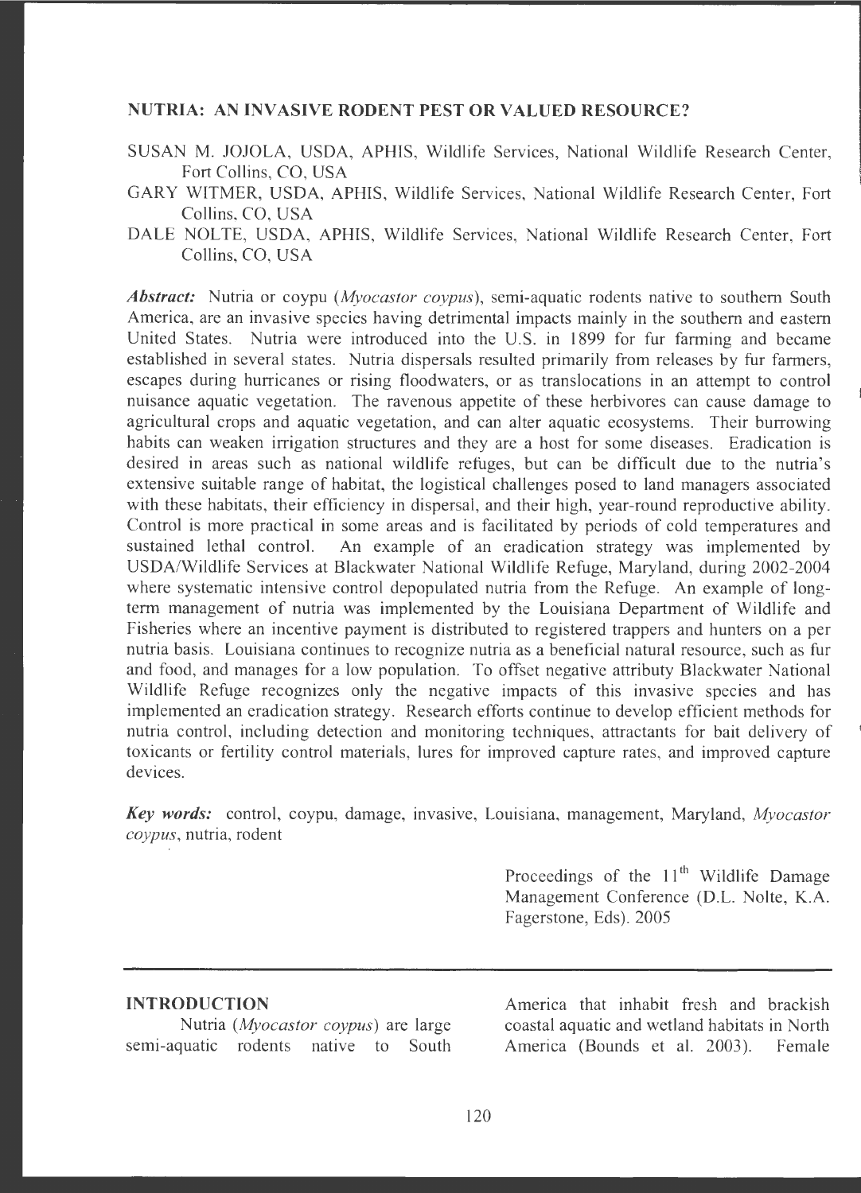## NUTRIA: AN INVASIVE RODENT PEST OR VALUED RESOURCE?

SUSAN M. JOJOLA, USDA, APHIS, Wildlife Services, National Wildlife Research Center, Fort Collins, CO, USA

GARY WITMER, USDA, APHIS, Wildlife Services, National Wildlife Research Center, Fort Collins, CO, USA

DALE NOLTE, USDA, APHIS, Wildlife Services, National Wildlife Research Center, Fort Collins, CO, USA

***Abstract:*** Nutria or coypu (*Myocastor coypus*), semi-aquatic rodents native to southern South America, are an invasive species having detrimental impacts mainly in the southern and eastern United States. Nutria were introduced into the U.S. in 1899 for fur farming and became established in several states. Nutria dispersals resulted primarily from releases by fur farmers, escapes during hurricanes or rising floodwaters, or as translocations in an attempt to control nuisance aquatic vegetation. The ravenous appetite of these herbivores can cause damage to agricultural crops and aquatic vegetation, and can alter aquatic ecosystems. Their burrowing habits can weaken irrigation structures and they are a host for some diseases. Eradication is desired in areas such as national wildlife refuges, but can be difficult due to the nutria's extensive suitable range of habitat, the logistical challenges posed to land managers associated with these habitats, their efficiency in dispersal, and their high, year-round reproductive ability. Control is more practical in some areas and is facilitated by periods of cold temperatures and sustained lethal control. An example of an eradication strategy was implemented by USDA/Wildlife Services at Blackwater National Wildlife Refuge, Maryland, during 2002-2004 where systematic intensive control depopulated nutria from the Refuge. An example of long-term management of nutria was implemented by the Louisiana Department of Wildlife and Fisheries where an incentive payment is distributed to registered trappers and hunters on a per nutria basis. Louisiana continues to recognize nutria as a beneficial natural resource, such as fur and food, and manages for a low population. To offset negative attributy Blackwater National Wildlife Refuge recognizes only the negative impacts of this invasive species and has implemented an eradication strategy. Research efforts continue to develop efficient methods for nutria control, including detection and monitoring techniques, attractants for bait delivery of toxicants or fertility control materials, lures for improved capture rates, and improved capture devices.

***Key words:*** control, coypu, damage, invasive, Louisiana, management, Maryland, *Myocastor coypus*, nutria, rodent

Proceedings of the 11th Wildlife Damage Management Conference (D.L. Nolte, K.A. Fagerstone, Eds). 2005

### INTRODUCTION

Nutria (*Myocastor coypus*) are large semi-aquatic rodents native to South America that inhabit fresh and brackish coastal aquatic and wetland habitats in North America (Bounds et al. 2003). Female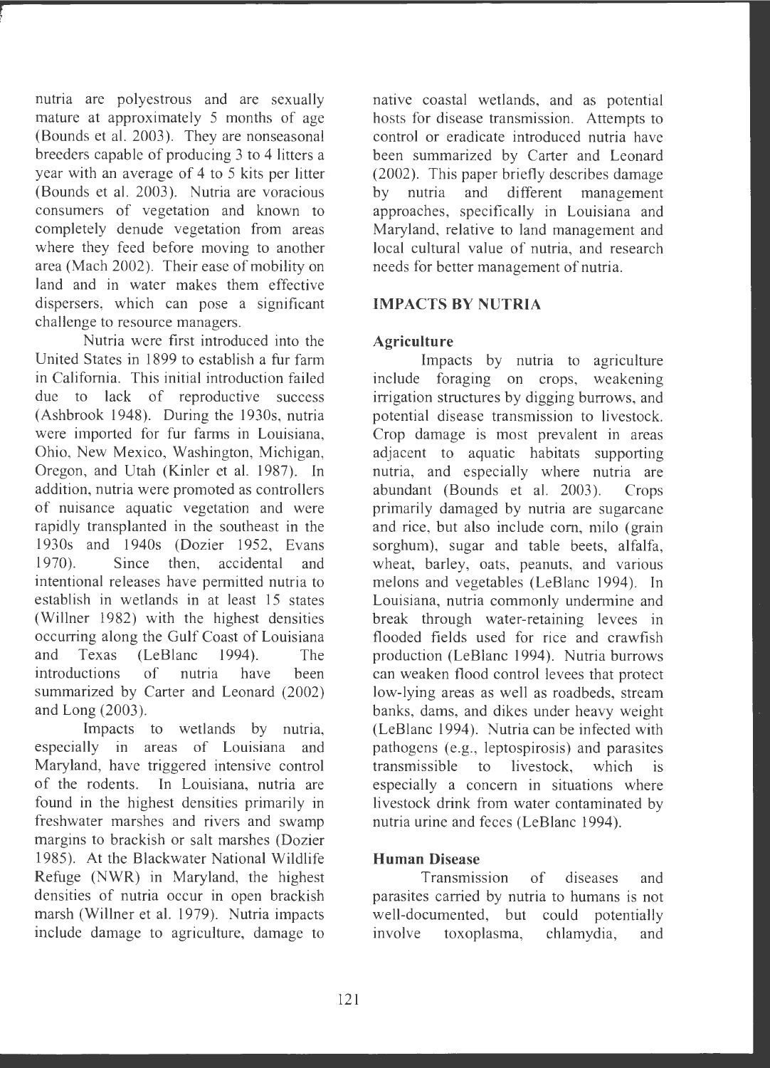nutria are polyestrous and are sexually mature at approximately 5 months of age (Bounds et al. 2003). They are nonseasonal breeders capable of producing 3 to 4 litters a year with an average of 4 to 5 kits per litter (Bounds et al. 2003). Nutria are voracious consumers of vegetation and known to completely denude vegetation from areas where they feed before moving to another area (Mach 2002). Their ease of mobility on land and in water makes them effective dispersers, which can pose a significant challenge to resource managers.

Nutria were first introduced into the United States in 1899 to establish a fur farm in California. This initial introduction failed due to lack of reproductive success (Ashbrook 1948). During the 1930s, nutria were imported for fur farms in Louisiana, Ohio, New Mexico, Washington, Michigan, Oregon, and Utah (Kinler et al. 1987). In addition, nutria were promoted as controllers of nuisance aquatic vegetation and were rapidly transplanted in the southeast in the 1930s and 1940s (Dozier 1952, Evans 1970). Since then, accidental and intentional releases have permitted nutria to establish in wetlands in at least 15 states (Willner 1982) with the highest densities occurring along the Gulf Coast of Louisiana and Texas (LeBlanc 1994). The introductions of nutria have been summarized by Carter and Leonard (2002) and Long (2003).

Impacts to wetlands by nutria, especially in areas of Louisiana and Maryland, have triggered intensive control of the rodents. In Louisiana, nutria are found in the highest densities primarily in freshwater marshes and rivers and swamp margins to brackish or salt marshes (Dozier 1985). At the Blackwater National Wildlife Refuge (NWR) in Maryland, the highest densities of nutria occur in open brackish marsh (Willner et al. 1979). Nutria impacts include damage to agriculture, damage to native coastal wetlands, and as potential hosts for disease transmission. Attempts to control or eradicate introduced nutria have been summarized by Carter and Leonard (2002). This paper briefly describes damage by nutria and different management approaches, specifically in Louisiana and Maryland, relative to land management and local cultural value of nutria, and research needs for better management of nutria.

## IMPACTS BY NUTRIA

### Agriculture

Impacts by nutria to agriculture include foraging on crops, weakening irrigation structures by digging burrows, and potential disease transmission to livestock. Crop damage is most prevalent in areas adjacent to aquatic habitats supporting nutria, and especially where nutria are abundant (Bounds et al. 2003). Crops primarily damaged by nutria are sugarcane and rice, but also include corn, milo (grain sorghum), sugar and table beets, alfalfa, wheat, barley, oats, peanuts, and various melons and vegetables (LeBlanc 1994). In Louisiana, nutria commonly undermine and break through water-retaining levees in flooded fields used for rice and crawfish production (LeBlanc 1994). Nutria burrows can weaken flood control levees that protect low-lying areas as well as roadbeds, stream banks, dams, and dikes under heavy weight (LeBlanc 1994). Nutria can be infected with pathogens (e.g., leptospirosis) and parasites transmissible to livestock, which is especially a concern in situations where livestock drink from water contaminated by nutria urine and feces (LeBlanc 1994).

### Human Disease

Transmission of diseases and parasites carried by nutria to humans is not well-documented, but could potentially involve toxoplasma, chlamydia, and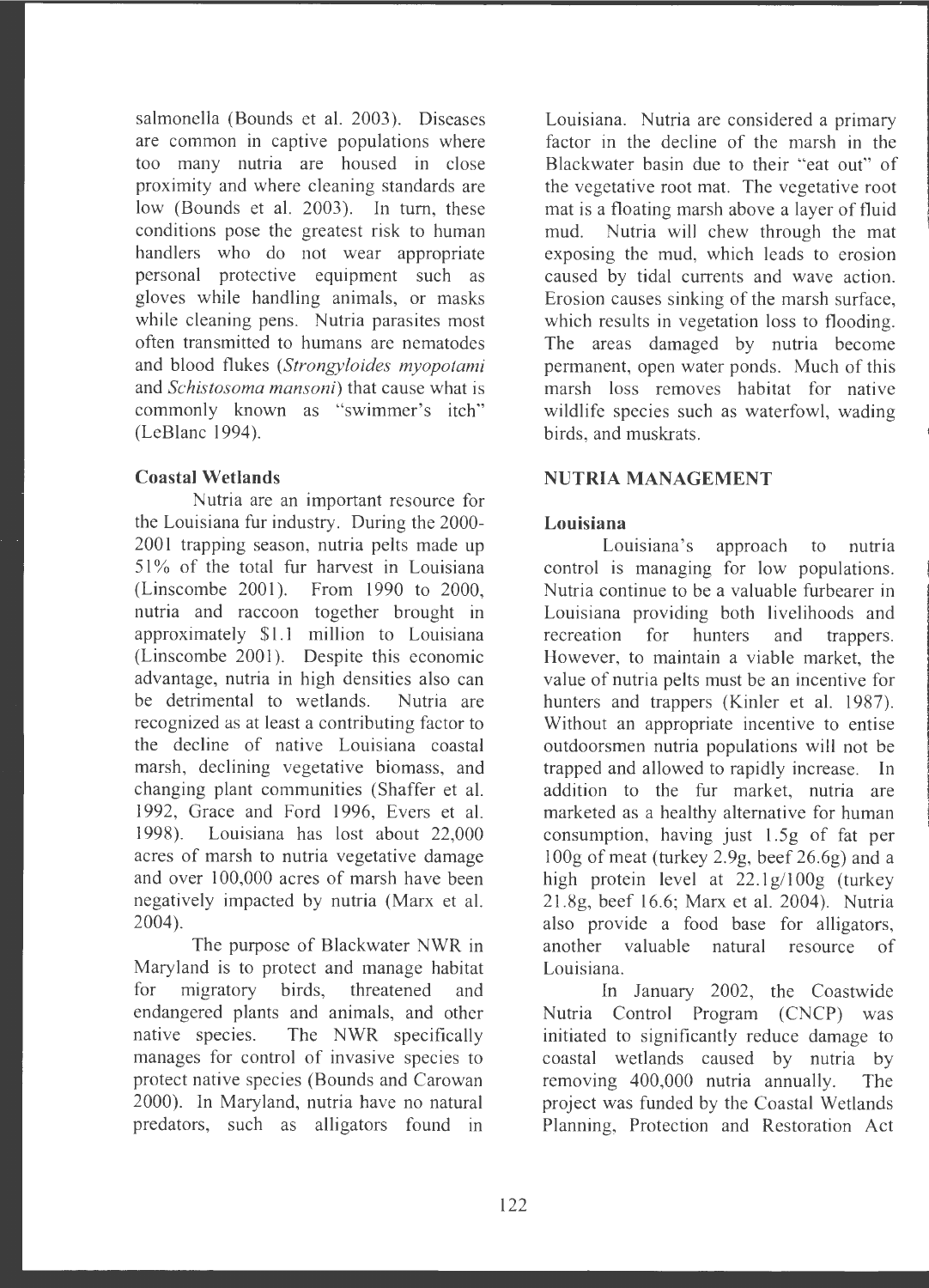salmonella (Bounds et al. 2003). Diseases are common in captive populations where too many nutria are housed in close proximity and where cleaning standards are low (Bounds et al. 2003). In turn, these conditions pose the greatest risk to human handlers who do not wear appropriate personal protective equipment such as gloves while handling animals, or masks while cleaning pens. Nutria parasites most often transmitted to humans are nematodes and blood flukes (*Strongyloides myopotami* and *Schistosoma mansoni*) that cause what is commonly known as "swimmer's itch" (LeBlanc 1994).

### Coastal Wetlands

Nutria are an important resource for the Louisiana fur industry. During the 2000-2001 trapping season, nutria pelts made up 51% of the total fur harvest in Louisiana (Linscombe 2001). From 1990 to 2000, nutria and raccoon together brought in approximately $1.1 million to Louisiana (Linscombe 2001). Despite this economic advantage, nutria in high densities also can be detrimental to wetlands. Nutria are recognized as at least a contributing factor to the decline of native Louisiana coastal marsh, declining vegetative biomass, and changing plant communities (Shaffer et al. 1992, Grace and Ford 1996, Evers et al. 1998). Louisiana has lost about 22,000 acres of marsh to nutria vegetative damage and over 100,000 acres of marsh have been negatively impacted by nutria (Marx et al. 2004).

The purpose of Blackwater NWR in Maryland is to protect and manage habitat for migratory birds, threatened and endangered plants and animals, and other native species. The NWR specifically manages for control of invasive species to protect native species (Bounds and Carowan 2000). In Maryland, nutria have no natural predators, such as alligators found in Louisiana. Nutria are considered a primary factor in the decline of the marsh in the Blackwater basin due to their "eat out" of the vegetative root mat. The vegetative root mat is a floating marsh above a layer of fluid mud. Nutria will chew through the mat exposing the mud, which leads to erosion caused by tidal currents and wave action. Erosion causes sinking of the marsh surface, which results in vegetation loss to flooding. The areas damaged by nutria become permanent, open water ponds. Much of this marsh loss removes habitat for native wildlife species such as waterfowl, wading birds, and muskrats.

## NUTRIA MANAGEMENT

### Louisiana

Louisiana's approach to nutria control is managing for low populations. Nutria continue to be a valuable furbearer in Louisiana providing both livelihoods and recreation for hunters and trappers. However, to maintain a viable market, the value of nutria pelts must be an incentive for hunters and trappers (Kinler et al. 1987). Without an appropriate incentive to entise outdoorsmen nutria populations will not be trapped and allowed to rapidly increase. In addition to the fur market, nutria are marketed as a healthy alternative for human consumption, having just 1.5g of fat per 100g of meat (turkey 2.9g, beef 26.6g) and a high protein level at 22.1g/100g (turkey 21.8g, beef 16.6; Marx et al. 2004). Nutria also provide a food base for alligators, another valuable natural resource of Louisiana.

In January 2002, the Coastwide Nutria Control Program (CNCP) was initiated to significantly reduce damage to coastal wetlands caused by nutria by removing 400,000 nutria annually. The project was funded by the Coastal Wetlands Planning, Protection and Restoration Act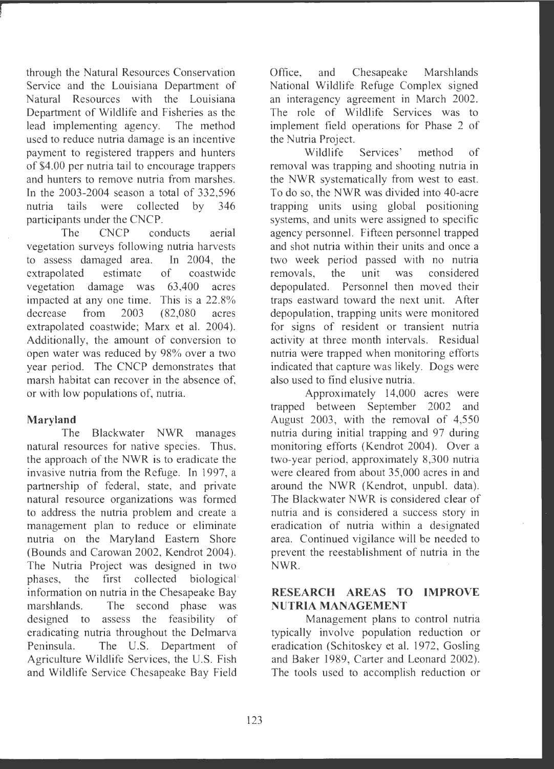through the Natural Resources Conservation Service and the Louisiana Department of Natural Resources with the Louisiana Department of Wildlife and Fisheries as the lead implementing agency. The method used to reduce nutria damage is an incentive payment to registered trappers and hunters of $4.00 per nutria tail to encourage trappers and hunters to remove nutria from marshes. In the 2003-2004 season a total of 332,596 nutria tails were collected by 346 participants under the CNCP.

The CNCP conducts aerial vegetation surveys following nutria harvests to assess damaged area. In 2004, the extrapolated estimate of coastwide vegetation damage was 63,400 acres impacted at any one time. This is a 22.8% decrease from 2003 (82,080 acres extrapolated coastwide; Marx et al. 2004). Additionally, the amount of conversion to open water was reduced by 98% over a two year period. The CNCP demonstrates that marsh habitat can recover in the absence of, or with low populations of, nutria.

### Maryland

The Blackwater NWR manages natural resources for native species. Thus, the approach of the NWR is to eradicate the invasive nutria from the Refuge. In 1997, a partnership of federal, state, and private natural resource organizations was formed to address the nutria problem and create a management plan to reduce or eliminate nutria on the Maryland Eastern Shore (Bounds and Carowan 2002, Kendrot 2004). The Nutria Project was designed in two phases, the first collected biological information on nutria in the Chesapeake Bay marshlands. The second phase was designed to assess the feasibility of eradicating nutria throughout the Delmarva Peninsula. The U.S. Department of Agriculture Wildlife Services, the U.S. Fish and Wildlife Service Chesapeake Bay Field Office, and Chesapeake Marshlands National Wildlife Refuge Complex signed an interagency agreement in March 2002. The role of Wildlife Services was to implement field operations for Phase 2 of the Nutria Project.

Wildlife Services' method of removal was trapping and shooting nutria in the NWR systematically from west to east. To do so, the NWR was divided into 40-acre trapping units using global positioning systems, and units were assigned to specific agency personnel. Fifteen personnel trapped and shot nutria within their units and once a two week period passed with no nutria removals, the unit was considered depopulated. Personnel then moved their traps eastward toward the next unit. After depopulation, trapping units were monitored for signs of resident or transient nutria activity at three month intervals. Residual nutria were trapped when monitoring efforts indicated that capture was likely. Dogs were also used to find elusive nutria.

Approximately 14,000 acres were trapped between September 2002 and August 2003, with the removal of 4,550 nutria during initial trapping and 97 during monitoring efforts (Kendrot 2004). Over a two-year period, approximately 8,300 nutria were cleared from about 35,000 acres in and around the NWR (Kendrot, unpubl. data). The Blackwater NWR is considered clear of nutria and is considered a success story in eradication of nutria within a designated area. Continued vigilance will be needed to prevent the reestablishment of nutria in the NWR.

## RESEARCH AREAS TO IMPROVE NUTRIA MANAGEMENT

Management plans to control nutria typically involve population reduction or eradication (Schitoskey et al. 1972, Gosling and Baker 1989, Carter and Leonard 2002). The tools used to accomplish reduction or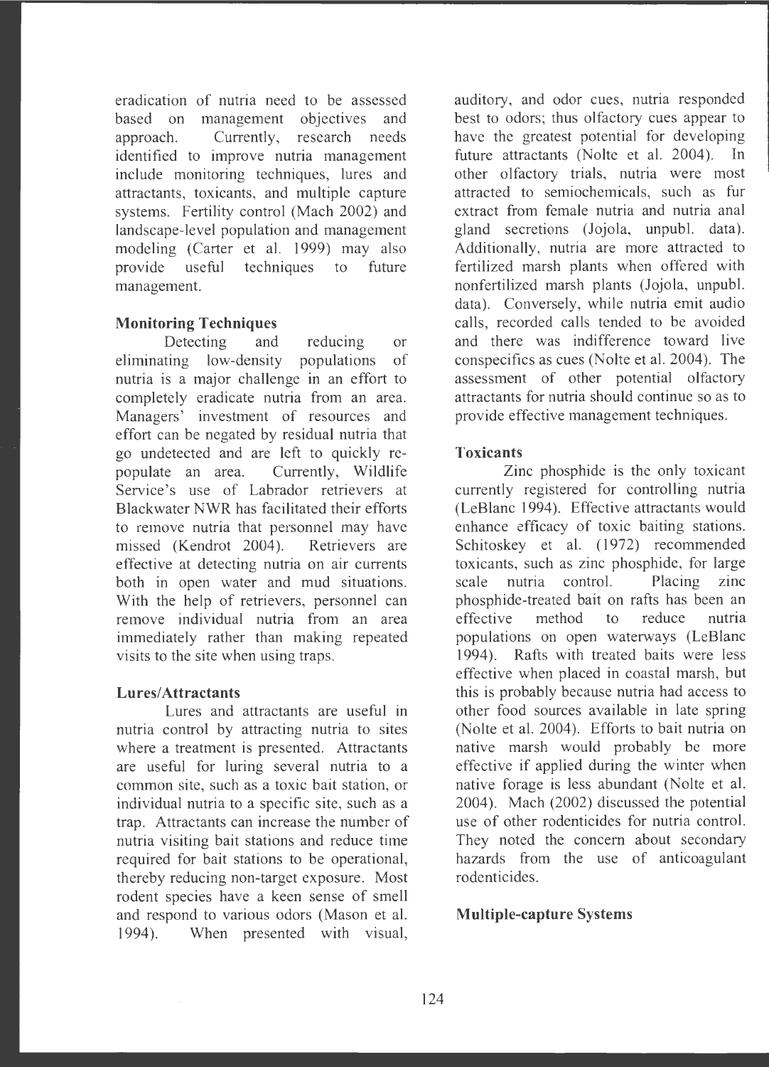eradication of nutria need to be assessed based on management objectives and approach. Currently, research needs identified to improve nutria management include monitoring techniques, lures and attractants, toxicants, and multiple capture systems. Fertility control (Mach 2002) and landscape-level population and management modeling (Carter et al. 1999) may also provide useful techniques to future management.

### Monitoring Techniques

Detecting and reducing or eliminating low-density populations of nutria is a major challenge in an effort to completely eradicate nutria from an area. Managers' investment of resources and effort can be negated by residual nutria that go undetected and are left to quickly re-populate an area. Currently, Wildlife Service's use of Labrador retrievers at Blackwater NWR has facilitated their efforts to remove nutria that personnel may have missed (Kendrot 2004). Retrievers are effective at detecting nutria on air currents both in open water and mud situations. With the help of retrievers, personnel can remove individual nutria from an area immediately rather than making repeated visits to the site when using traps.

### Lures/Attractants

Lures and attractants are useful in nutria control by attracting nutria to sites where a treatment is presented. Attractants are useful for luring several nutria to a common site, such as a toxic bait station, or individual nutria to a specific site, such as a trap. Attractants can increase the number of nutria visiting bait stations and reduce time required for bait stations to be operational, thereby reducing non-target exposure. Most rodent species have a keen sense of smell and respond to various odors (Mason et al. 1994). When presented with visual, auditory, and odor cues, nutria responded best to odors; thus olfactory cues appear to have the greatest potential for developing future attractants (Nolte et al. 2004). In other olfactory trials, nutria were most attracted to semiochemicals, such as fur extract from female nutria and nutria anal gland secretions (Jojola, unpubl. data). Additionally, nutria are more attracted to fertilized marsh plants when offered with nonfertilized marsh plants (Jojola, unpubl. data). Conversely, while nutria emit audio calls, recorded calls tended to be avoided and there was indifference toward live conspecifics as cues (Nolte et al. 2004). The assessment of other potential olfactory attractants for nutria should continue so as to provide effective management techniques.

### Toxicants

Zinc phosphide is the only toxicant currently registered for controlling nutria (LeBlanc 1994). Effective attractants would enhance efficacy of toxic baiting stations. Schitoskey et al. (1972) recommended toxicants, such as zinc phosphide, for large scale nutria control. Placing zinc phosphide-treated bait on rafts has been an effective method to reduce nutria populations on open waterways (LeBlanc 1994). Rafts with treated baits were less effective when placed in coastal marsh, but this is probably because nutria had access to other food sources available in late spring (Nolte et al. 2004). Efforts to bait nutria on native marsh would probably be more effective if applied during the winter when native forage is less abundant (Nolte et al. 2004). Mach (2002) discussed the potential use of other rodenticides for nutria control. They noted the concern about secondary hazards from the use of anticoagulant rodenticides.

### Multiple-capture Systems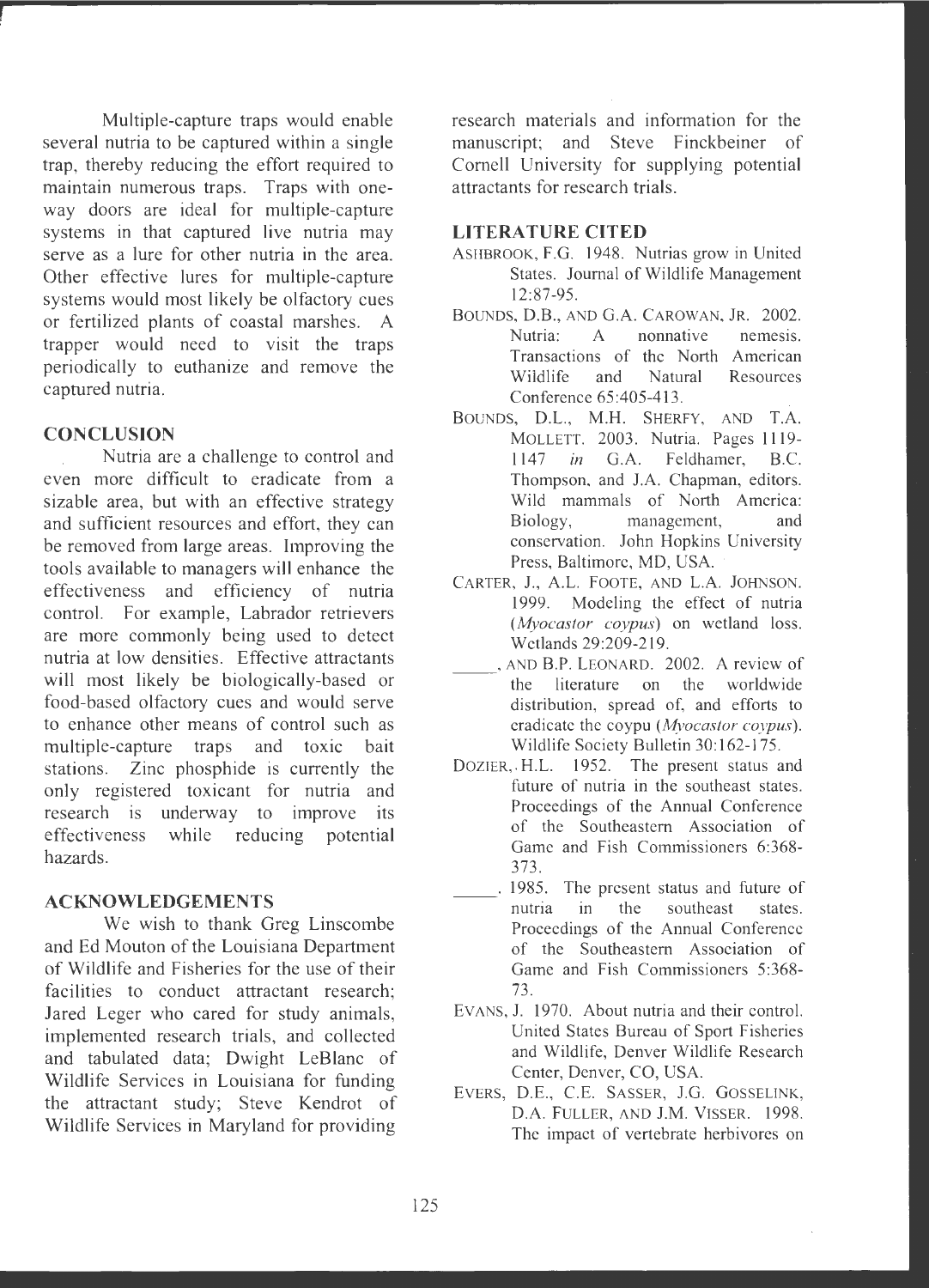Multiple-capture traps would enable several nutria to be captured within a single trap, thereby reducing the effort required to maintain numerous traps. Traps with one-way doors are ideal for multiple-capture systems in that captured live nutria may serve as a lure for other nutria in the area. Other effective lures for multiple-capture systems would most likely be olfactory cues or fertilized plants of coastal marshes. A trapper would need to visit the traps periodically to euthanize and remove the captured nutria.

## CONCLUSION

Nutria are a challenge to control and even more difficult to eradicate from a sizable area, but with an effective strategy and sufficient resources and effort, they can be removed from large areas. Improving the tools available to managers will enhance the effectiveness and efficiency of nutria control. For example, Labrador retrievers are more commonly being used to detect nutria at low densities. Effective attractants will most likely be biologically-based or food-based olfactory cues and would serve to enhance other means of control such as multiple-capture traps and toxic bait stations. Zinc phosphide is currently the only registered toxicant for nutria and research is underway to improve its effectiveness while reducing potential hazards.

## ACKNOWLEDGEMENTS

We wish to thank Greg Linscombe and Ed Mouton of the Louisiana Department of Wildlife and Fisheries for the use of their facilities to conduct attractant research; Jared Leger who cared for study animals, implemented research trials, and collected and tabulated data; Dwight LeBlanc of Wildlife Services in Louisiana for funding the attractant study; Steve Kendrot of Wildlife Services in Maryland for providing research materials and information for the manuscript; and Steve Finckbeiner of Cornell University for supplying potential attractants for research trials.

## LITERATURE CITED

ASHBROOK, F.G. 1948. Nutrias grow in United States. Journal of Wildlife Management 12:87-95.

BOUNDS, D.B., AND G.A. CAROWAN, JR. 2002. Nutria: A nonnative nemesis. Transactions of the North American Wildlife and Natural Resources Conference 65:405-413.

BOUNDS, D.L., M.H. SHERFY, AND T.A. MOLLETT. 2003. Nutria. Pages 1119-1147 *in* G.A. Feldhamer, B.C. Thompson, and J.A. Chapman, editors. Wild mammals of North America: Biology, management, and conservation. John Hopkins University Press, Baltimore, MD, USA.

CARTER, J., A.L. FOOTE, AND L.A. JOHNSON. 1999. Modeling the effect of nutria (*Myocastor coypus*) on wetland loss. Wetlands 29:209-219.

_____, AND B.P. LEONARD. 2002. A review of the literature on the worldwide distribution, spread of, and efforts to eradicate the coypu (*Myocastor coypus*). Wildlife Society Bulletin 30:162-175.

DOZIER, H.L. 1952. The present status and future of nutria in the southeast states. Proceedings of the Annual Conference of the Southeastern Association of Game and Fish Commissioners 6:368-373.

_____. 1985. The present status and future of nutria in the southeast states. Proceedings of the Annual Conference of the Southeastern Association of Game and Fish Commissioners 5:368-73.

EVANS, J. 1970. About nutria and their control. United States Bureau of Sport Fisheries and Wildlife, Denver Wildlife Research Center, Denver, CO, USA.

EVERS, D.E., C.E. SASSER, J.G. GOSSELINK, D.A. FULLER, AND J.M. VISSER. 1998. The impact of vertebrate herbivores on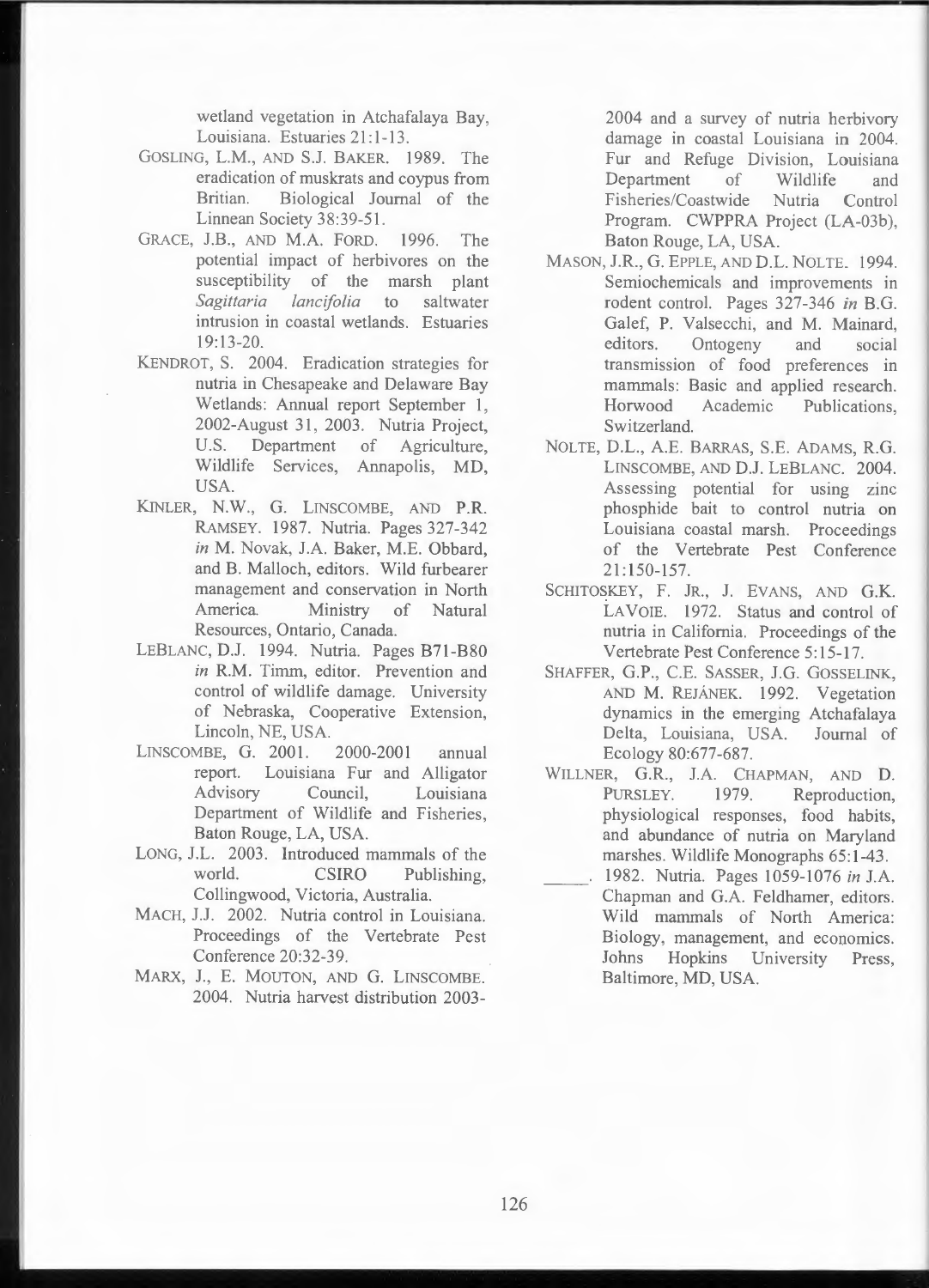wetland vegetation in Atchafalaya Bay, Louisiana. Estuaries 21:1-13.

GOSLING, L.M., AND S.J. BAKER. 1989. The eradication of muskrats and coypus from Britian. Biological Journal of the Linnean Society 38:39-51.

GRACE, J.B., AND M.A. FORD. 1996. The potential impact of herbivores on the susceptibility of the marsh plant *Sagittaria lancifolia* to saltwater intrusion in coastal wetlands. Estuaries 19:13-20.

KENDROT, S. 2004. Eradication strategies for nutria in Chesapeake and Delaware Bay Wetlands: Annual report September 1, 2002-August 31, 2003. Nutria Project, U.S. Department of Agriculture, Wildlife Services, Annapolis, MD, USA.

KINLER, N.W., G. LINSCOMBE, AND P.R. RAMSEY. 1987. Nutria. Pages 327-342 *in* M. Novak, J.A. Baker, M.E. Obbard, and B. Malloch, editors. Wild furbearer management and conservation in North America. Ministry of Natural Resources, Ontario, Canada.

LEBLANC, D.J. 1994. Nutria. Pages B71-B80 *in* R.M. Timm, editor. Prevention and control of wildlife damage. University of Nebraska, Cooperative Extension, Lincoln, NE, USA.

LINSCOMBE, G. 2001. 2000-2001 annual report. Louisiana Fur and Alligator Advisory Council, Louisiana Department of Wildlife and Fisheries, Baton Rouge, LA, USA.

LONG, J.L. 2003. Introduced mammals of the world. CSIRO Publishing, Collingwood, Victoria, Australia.

MACH, J.J. 2002. Nutria control in Louisiana. Proceedings of the Vertebrate Pest Conference 20:32-39.

MARX, J., E. MOUTON, AND G. LINSCOMBE. 2004. Nutria harvest distribution 2003-2004 and a survey of nutria herbivory damage in coastal Louisiana in 2004. Fur and Refuge Division, Louisiana Department of Wildlife and Fisheries/Coastwide Nutria Control Program. CWPPRA Project (LA-03b), Baton Rouge, LA, USA.

MASON, J.R., G. EPPLE, AND D.L. NOLTE. 1994. Semiochemicals and improvements in rodent control. Pages 327-346 *in* B.G. Galef, P. Valsecchi, and M. Mainard, editors. Ontogeny and social transmission of food preferences in mammals: Basic and applied research. Horwood Academic Publications, Switzerland.

NOLTE, D.L., A.E. BARRAS, S.E. ADAMS, R.G. LINSCOMBE, AND D.J. LEBLANC. 2004. Assessing potential for using zinc phosphide bait to control nutria on Louisiana coastal marsh. Proceedings of the Vertebrate Pest Conference 21:150-157.

SCHITOSKEY, F. JR., J. EVANS, AND G.K. LAVOIE. 1972. Status and control of nutria in California. Proceedings of the Vertebrate Pest Conference 5:15-17.

SHAFFER, G.P., C.E. SASSER, J.G. GOSSELINK, AND M. REJÁNEK. 1992. Vegetation dynamics in the emerging Atchafalaya Delta, Louisiana, USA. Journal of Ecology 80:677-687.

WILLNER, G.R., J.A. CHAPMAN, AND D. PURSLEY. 1979. Reproduction, physiological responses, food habits, and abundance of nutria on Maryland marshes. Wildlife Monographs 65:1-43.

\_\_\_\_\_. 1982. Nutria. Pages 1059-1076 *in* J.A. Chapman and G.A. Feldhamer, editors. Wild mammals of North America: Biology, management, and economics. Johns Hopkins University Press, Baltimore, MD, USA.